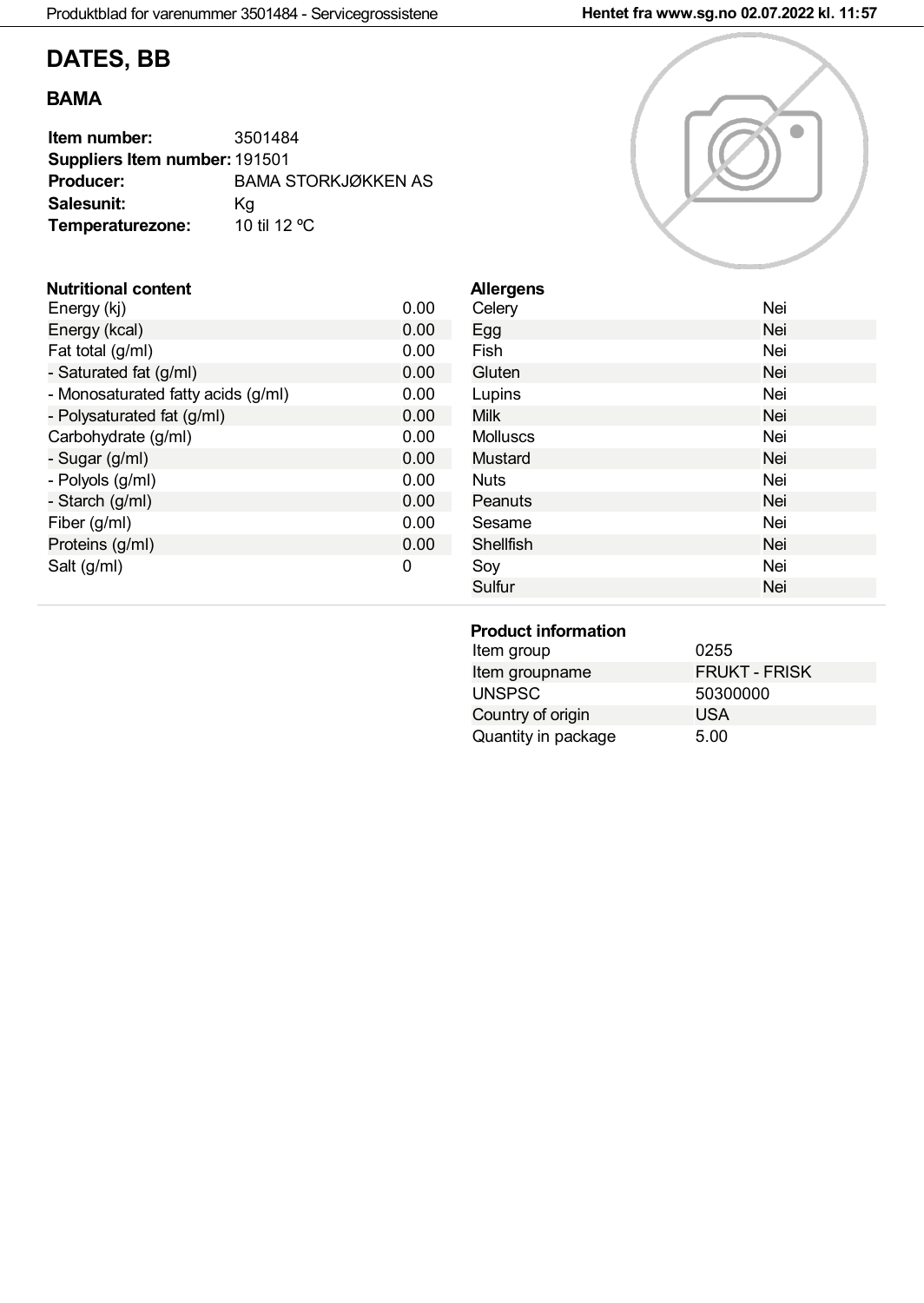# DATES, BB

## BAMA

**Item number:** 3501484
**Suppliers Item number:** 191501
**Producer:** BAMA STORKJØKKEN AS
**Salesunit:** Kg
**Temperaturezone:** 10 til 12 ºC

### Nutritional content

| Nutritional content | |
|---|---|
| Energy (kj) | 0.00 |
| Energy (kcal) | 0.00 |
| Fat total (g/ml) | 0.00 |
| - Saturated fat (g/ml) | 0.00 |
| - Monosaturated fatty acids (g/ml) | 0.00 |
| - Polysaturated fat (g/ml) | 0.00 |
| Carbohydrate (g/ml) | 0.00 |
| - Sugar (g/ml) | 0.00 |
| - Polyols (g/ml) | 0.00 |
| - Starch (g/ml) | 0.00 |
| Fiber (g/ml) | 0.00 |
| Proteins (g/ml) | 0.00 |
| Salt (g/ml) | 0 |

### Allergens

| Allergens | |
|---|---|
| Celery | Nei |
| Egg | Nei |
| Fish | Nei |
| Gluten | Nei |
| Lupins | Nei |
| Milk | Nei |
| Molluscs | Nei |
| Mustard | Nei |
| Nuts | Nei |
| Peanuts | Nei |
| Sesame | Nei |
| Shellfish | Nei |
| Soy | Nei |
| Sulfur | Nei |

### Product information

| Product information | |
|---|---|
| Item group | 0255 |
| Item groupname | FRUKT - FRISK |
| UNSPSC | 50300000 |
| Country of origin | USA |
| Quantity in package | 5.00 |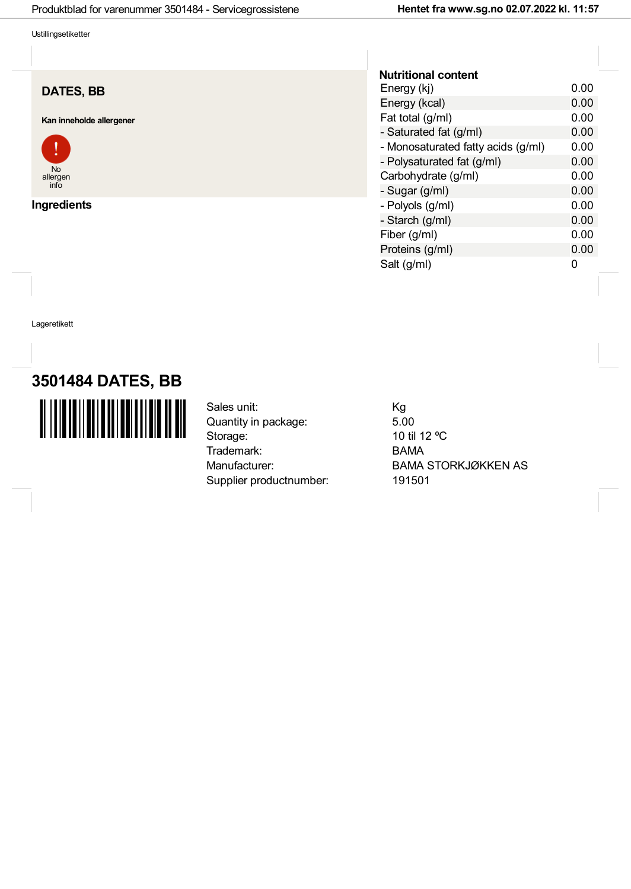Ustillingsetiketter

## DATES, BB

**Kan inneholde allergener**

No allergen info

### Ingredients

### Nutritional content

| | |
|---|---|
| Energy (kj) | 0.00 |
| Energy (kcal) | 0.00 |
| Fat total (g/ml) | 0.00 |
| - Saturated fat (g/ml) | 0.00 |
| - Monosaturated fatty acids (g/ml) | 0.00 |
| - Polysaturated fat (g/ml) | 0.00 |
| Carbohydrate (g/ml) | 0.00 |
| - Sugar (g/ml) | 0.00 |
| - Polyols (g/ml) | 0.00 |
| - Starch (g/ml) | 0.00 |
| Fiber (g/ml) | 0.00 |
| Proteins (g/ml) | 0.00 |
| Salt (g/ml) | 0 |

Lageretikett

## 3501484 DATES, BB

| | |
|---|---|
| Sales unit: | Kg |
| Quantity in package: | 5.00 |
| Storage: | 10 til 12 ºC |
| Trademark: | BAMA |
| Manufacturer: | BAMA STORKJØKKEN AS |
| Supplier productnumber: | 191501 |